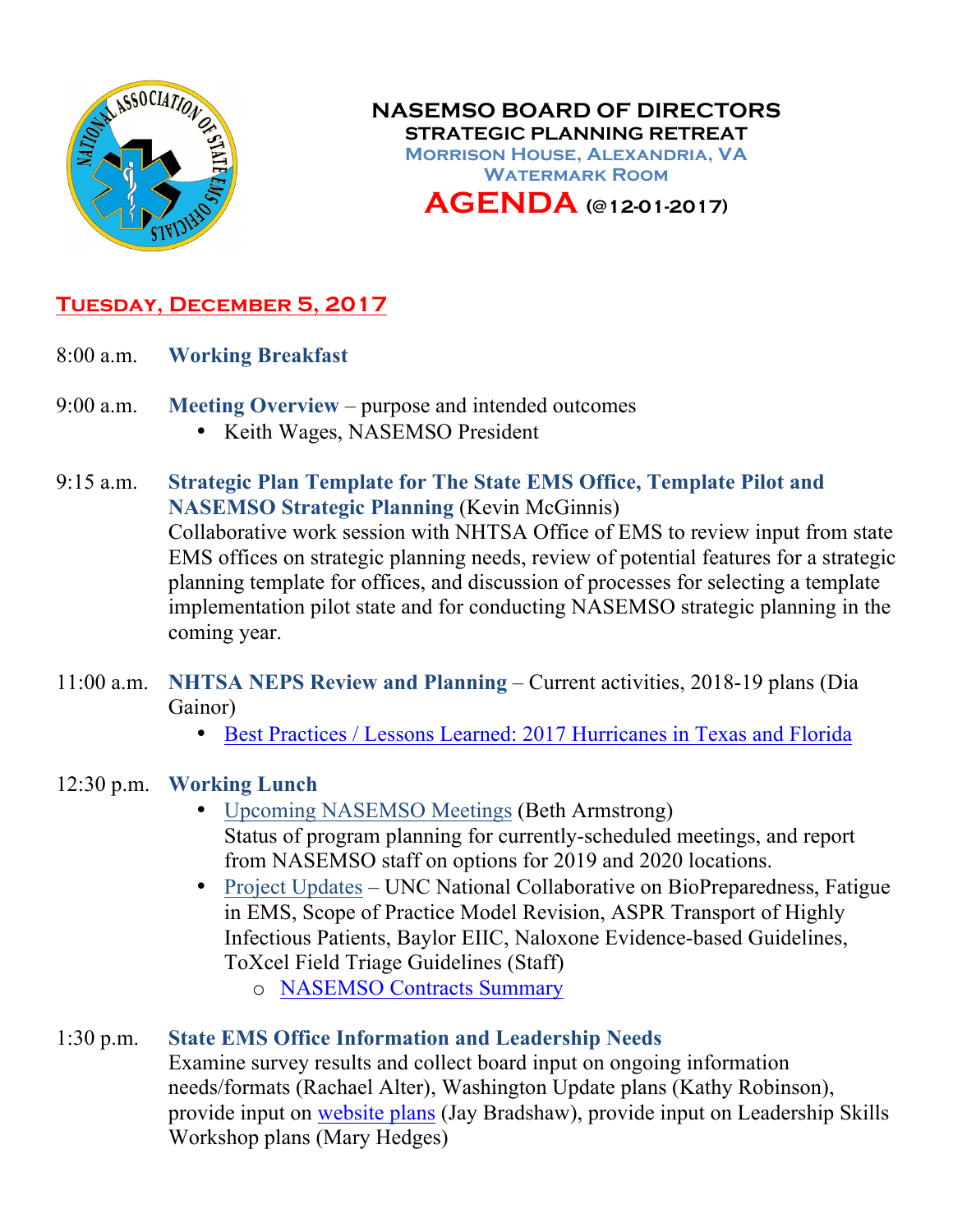# NASEMSO BOARD OF DIRECTORS

## STRATEGIC PLANNING RETREAT

**Morrison House, Alexandria, VA**

**Watermark Room**

# AGENDA (@12-01-2017)

## Tuesday, December 5, 2017

8:00 a.m. **Working Breakfast**

9:00 a.m. **Meeting Overview** – purpose and intended outcomes

- Keith Wages, NASEMSO President

9:15 a.m. **Strategic Plan Template for The State EMS Office, Template Pilot and NASEMSO Strategic Planning** (Kevin McGinnis)
Collaborative work session with NHTSA Office of EMS to review input from state EMS offices on strategic planning needs, review of potential features for a strategic planning template for offices, and discussion of processes for selecting a template implementation pilot state and for conducting NASEMSO strategic planning in the coming year.

11:00 a.m. **NHTSA NEPS Review and Planning** – Current activities, 2018-19 plans (Dia Gainor)

- Best Practices / Lessons Learned: 2017 Hurricanes in Texas and Florida

12:30 p.m. **Working Lunch**

- Upcoming NASEMSO Meetings (Beth Armstrong)
  Status of program planning for currently-scheduled meetings, and report from NASEMSO staff on options for 2019 and 2020 locations.
- Project Updates – UNC National Collaborative on BioPreparedness, Fatigue in EMS, Scope of Practice Model Revision, ASPR Transport of Highly Infectious Patients, Baylor EIIC, Naloxone Evidence-based Guidelines, ToXcel Field Triage Guidelines (Staff)
  - NASEMSO Contracts Summary

1:30 p.m. **State EMS Office Information and Leadership Needs**
Examine survey results and collect board input on ongoing information needs/formats (Rachael Alter), Washington Update plans (Kathy Robinson), provide input on website plans (Jay Bradshaw), provide input on Leadership Skills Workshop plans (Mary Hedges)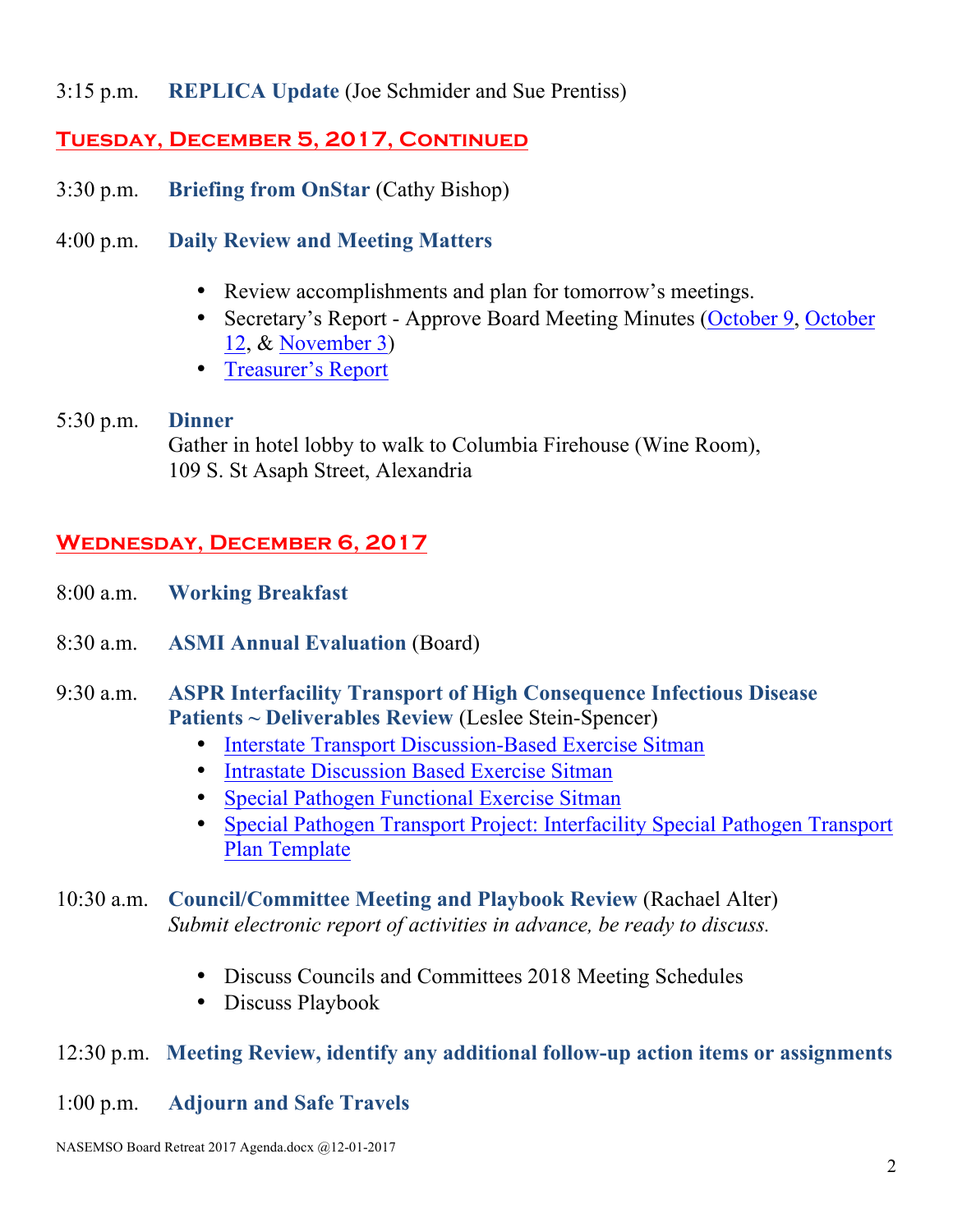3:15 p.m. **REPLICA Update** (Joe Schmider and Sue Prentiss)

## Tuesday, December 5, 2017, Continued

3:30 p.m. **Briefing from OnStar** (Cathy Bishop)

4:00 p.m. **Daily Review and Meeting Matters**

- Review accomplishments and plan for tomorrow's meetings.
- Secretary's Report - Approve Board Meeting Minutes (October 9, October 12, & November 3)
- Treasurer's Report

5:30 p.m. **Dinner**
Gather in hotel lobby to walk to Columbia Firehouse (Wine Room), 109 S. St Asaph Street, Alexandria

## Wednesday, December 6, 2017

8:00 a.m. **Working Breakfast**

8:30 a.m. **ASMI Annual Evaluation** (Board)

9:30 a.m. **ASPR Interfacility Transport of High Consequence Infectious Disease Patients ~ Deliverables Review** (Leslee Stein-Spencer)

- Interstate Transport Discussion-Based Exercise Sitman
- Intrastate Discussion Based Exercise Sitman
- Special Pathogen Functional Exercise Sitman
- Special Pathogen Transport Project: Interfacility Special Pathogen Transport Plan Template

10:30 a.m. **Council/Committee Meeting and Playbook Review** (Rachael Alter)
*Submit electronic report of activities in advance, be ready to discuss.*

- Discuss Councils and Committees 2018 Meeting Schedules
- Discuss Playbook

12:30 p.m. **Meeting Review, identify any additional follow-up action items or assignments**

1:00 p.m. **Adjourn and Safe Travels**

NASEMSO Board Retreat 2017 Agenda.docx @12-01-2017